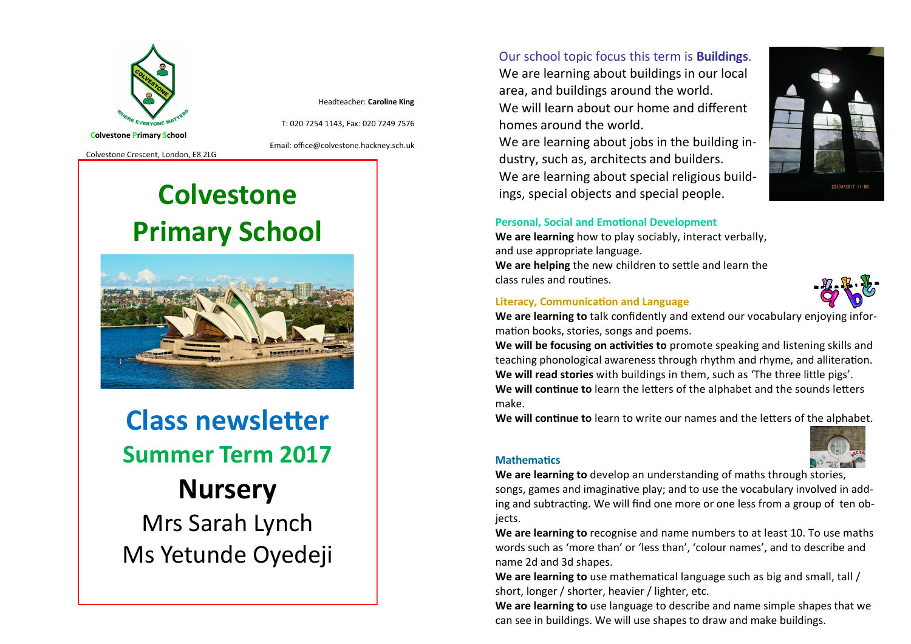Colvestone Primary School

Colvestone Crescent, London, E8 2LG

Headteacher: **Caroline King**

T: 020 7254 1143, Fax: 020 7249 7576

Email: office@colvestone.hackney.sch.uk

# Colvestone Primary School

# Class newsletter

## Summer Term 2017

## Nursery

Mrs Sarah Lynch

Ms Yetunde Oyedeji

Our school topic focus this term is **Buildings**.

We are learning about buildings in our local area, and buildings around the world.

We will learn about our home and different homes around the world.

We are learning about jobs in the building industry, such as, architects and builders.

We are learning about special religious buildings, special objects and special people.

### Personal, Social and Emotional Development

**We are learning** how to play sociably, interact verbally, and use appropriate language.

**We are helping** the new children to settle and learn the class rules and routines.

### Literacy, Communication and Language

**We are learning to** talk confidently and extend our vocabulary enjoying information books, stories, songs and poems.

**We will be focusing on activities to** promote speaking and listening skills and teaching phonological awareness through rhythm and rhyme, and alliteration.

**We will read stories** with buildings in them, such as 'The three little pigs'.

**We will continue to** learn the letters of the alphabet and the sounds letters make.

**We will continue to** learn to write our names and the letters of the alphabet.

### Mathematics

**We are learning to** develop an understanding of maths through stories, songs, games and imaginative play; and to use the vocabulary involved in adding and subtracting. We will find one more or one less from a group of ten objects.

**We are learning to** recognise and name numbers to at least 10. To use maths words such as 'more than' or 'less than', 'colour names', and to describe and name 2d and 3d shapes.

**We are learning to** use mathematical language such as big and small, tall / short, longer / shorter, heavier / lighter, etc.

**We are learning to** use language to describe and name simple shapes that we can see in buildings. We will use shapes to draw and make buildings.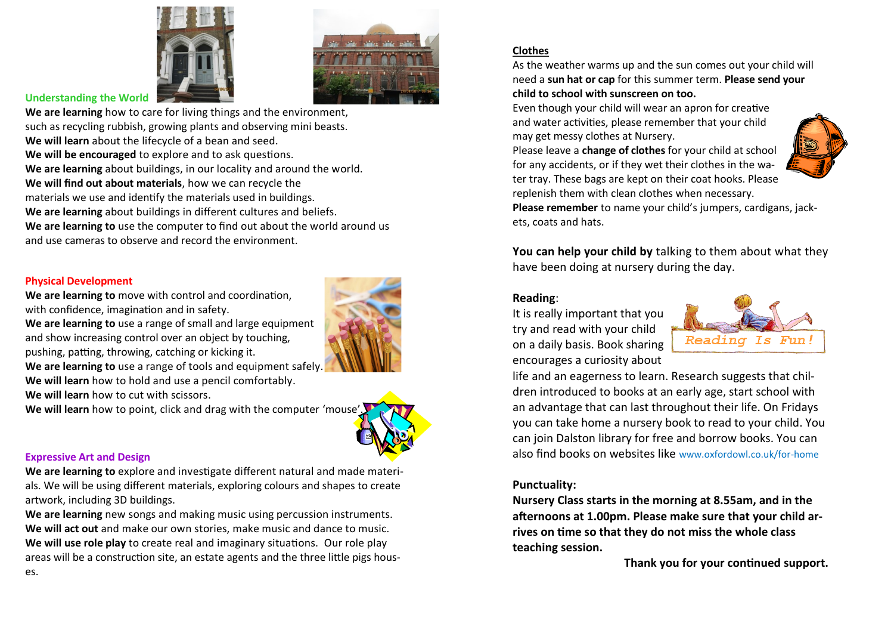## Understanding the World

**We are learning** how to care for living things and the environment, such as recycling rubbish, growing plants and observing mini beasts.
**We will learn** about the lifecycle of a bean and seed.
**We will be encouraged** to explore and to ask questions.
**We are learning** about buildings, in our locality and around the world.
**We will find out about materials**, how we can recycle the materials we use and identify the materials used in buildings.
**We are learning** about buildings in different cultures and beliefs.
**We are learning to** use the computer to find out about the world around us and use cameras to observe and record the environment.

## Physical Development

**We are learning to** move with control and coordination, with confidence, imagination and in safety.
**We are learning to** use a range of small and large equipment and show increasing control over an object by touching, pushing, patting, throwing, catching or kicking it.
**We are learning to** use a range of tools and equipment safely.
**We will learn** how to hold and use a pencil comfortably.
**We will learn** how to cut with scissors.
**We will learn** how to point, click and drag with the computer 'mouse'.

## Expressive Art and Design

**We are learning to** explore and investigate different natural and made materials. We will be using different materials, exploring colours and shapes to create artwork, including 3D buildings.
**We are learning** new songs and making music using percussion instruments.
**We will act out** and make our own stories, make music and dance to music.
**We will use role play** to create real and imaginary situations. Our role play areas will be a construction site, an estate agents and the three little pigs houses.

## Clothes

As the weather warms up and the sun comes out your child will need a **sun hat or cap** for this summer term. **Please send your child to school with sunscreen on too.**
Even though your child will wear an apron for creative and water activities, please remember that your child may get messy clothes at Nursery.
Please leave a **change of clothes** for your child at school for any accidents, or if they wet their clothes in the water tray. These bags are kept on their coat hooks. Please replenish them with clean clothes when necessary.
**Please remember** to name your child's jumpers, cardigans, jackets, coats and hats.

**You can help your child by** talking to them about what they have been doing at nursery during the day.

**Reading**:
It is really important that you try and read with your child on a daily basis. Book sharing encourages a curiosity about life and an eagerness to learn. Research suggests that children introduced to books at an early age, start school with an advantage that can last throughout their life. On Fridays you can take home a nursery book to read to your child. You can join Dalston library for free and borrow books. You can also find books on websites like www.oxfordowl.co.uk/for-home

Reading Is Fun!

**Punctuality:**
**Nursery Class starts in the morning at 8.55am, and in the afternoons at 1.00pm. Please make sure that your child arrives on time so that they do not miss the whole class teaching session.**

**Thank you for your continued support.**